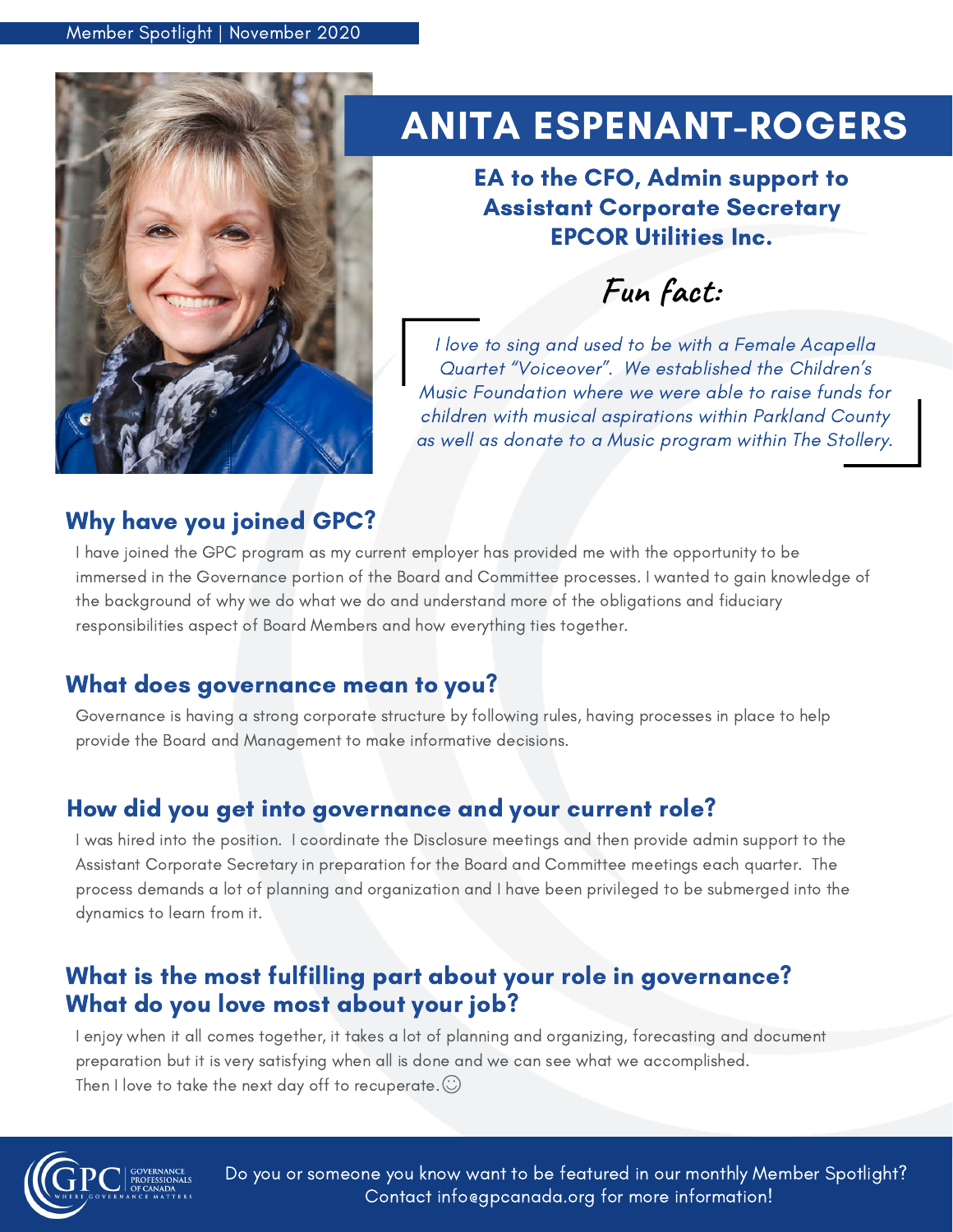Member Spotlight | November 2020

# ANITA ESPENANT-ROGERS

**EA to the CFO, Admin support to Assistant Corporate Secretary EPCOR Utilities Inc.**

## Fun fact:

*I love to sing and used to be with a Female Acapella Quartet "Voiceover". We established the Children's Music Foundation where we were able to raise funds for children with musical aspirations within Parkland County as well as donate to a Music program within The Stollery.*

## Why have you joined GPC?

I have joined the GPC program as my current employer has provided me with the opportunity to be immersed in the Governance portion of the Board and Committee processes. I wanted to gain knowledge of the background of why we do what we do and understand more of the obligations and fiduciary responsibilities aspect of Board Members and how everything ties together.

## What does governance mean to you?

Governance is having a strong corporate structure by following rules, having processes in place to help provide the Board and Management to make informative decisions.

## How did you get into governance and your current role?

I was hired into the position. I coordinate the Disclosure meetings and then provide admin support to the Assistant Corporate Secretary in preparation for the Board and Committee meetings each quarter. The process demands a lot of planning and organization and I have been privileged to be submerged into the dynamics to learn from it.

## What is the most fulfilling part about your role in governance? What do you love most about your job?

I enjoy when it all comes together, it takes a lot of planning and organizing, forecasting and document preparation but it is very satisfying when all is done and we can see what we accomplished. Then I love to take the next day off to recuperate.☺

GPC | GOVERNANCE PROFESSIONALS OF CANADA | WHERE GOVERNANCE MATTERS

Do you or someone you know want to be featured in our monthly Member Spotlight? Contact info@gpcanada.org for more information!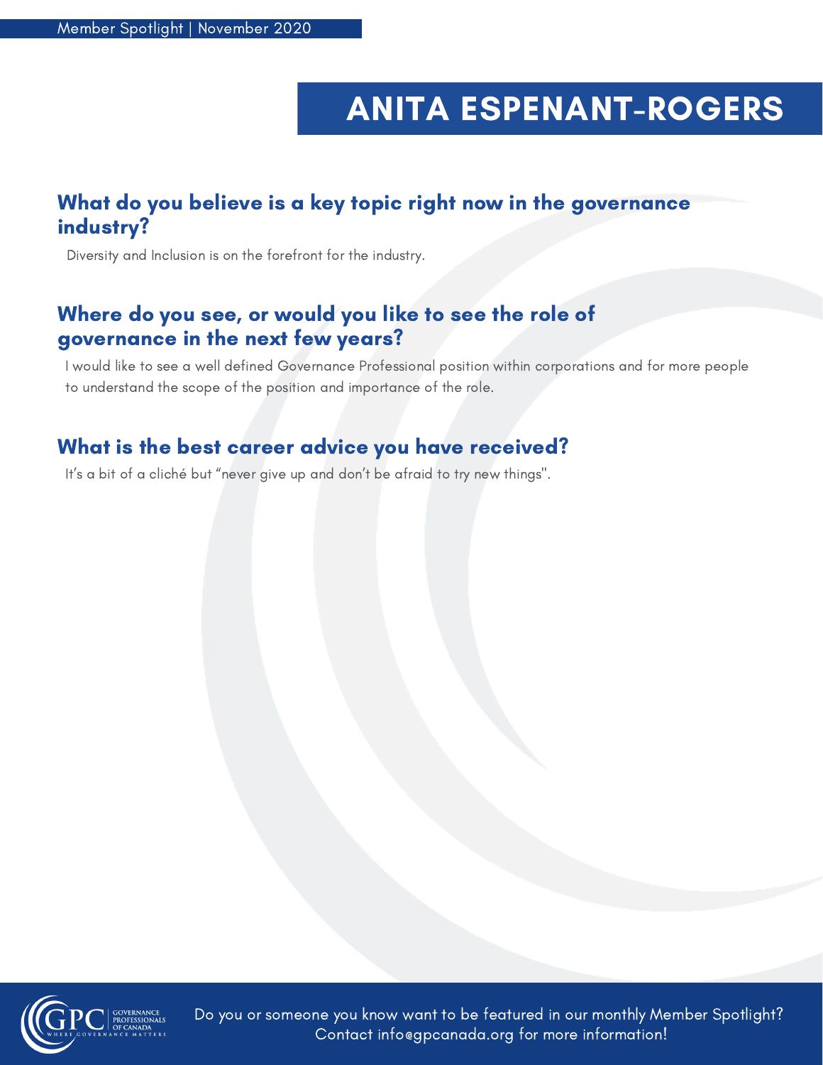# ANITA ESPENANT-ROGERS

## What do you believe is a key topic right now in the governance industry?

Diversity and Inclusion is on the forefront for the industry.

## Where do you see, or would you like to see the role of governance in the next few years?

I would like to see a well defined Governance Professional position within corporations and for more people to understand the scope of the position and importance of the role.

## What is the best career advice you have received?

It's a bit of a cliché but "never give up and don't be afraid to try new things".

Do you or someone you know want to be featured in our monthly Member Spotlight? Contact info@gpcanada.org for more information!